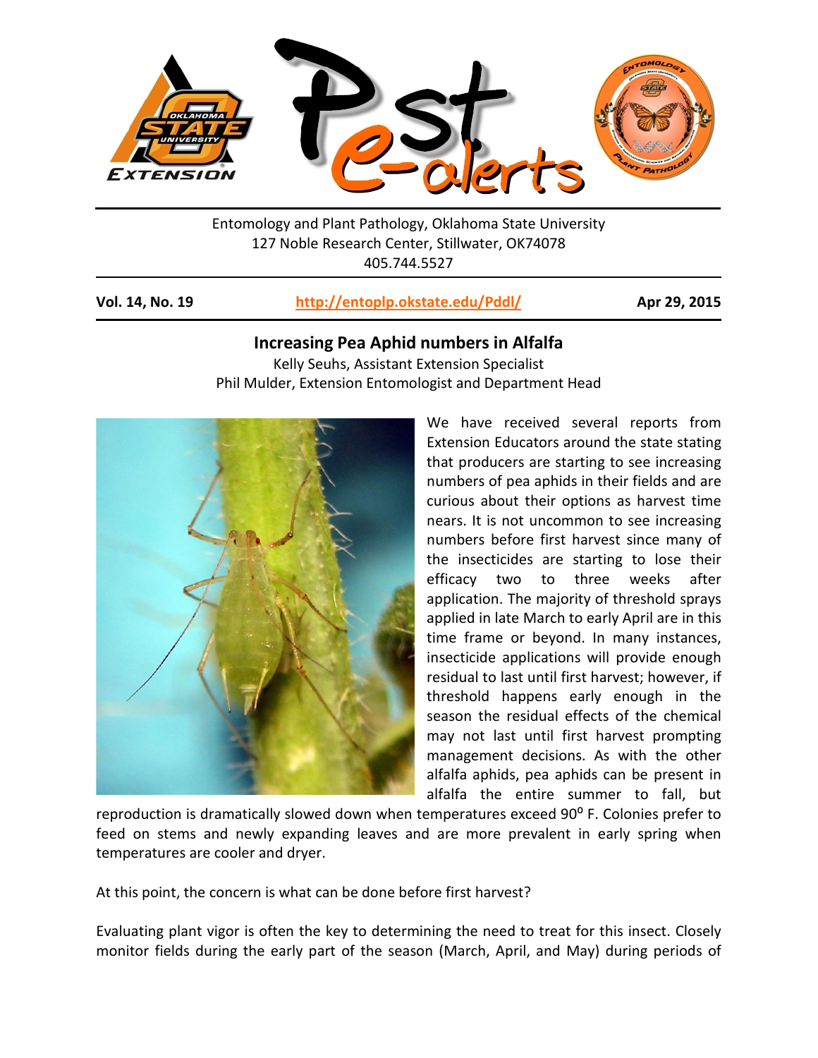Entomology and Plant Pathology, Oklahoma State University
127 Noble Research Center, Stillwater, OK74078
405.744.5527

**Vol. 14, No. 19** | **http://entoplp.okstate.edu/Pddl/** | **Apr 29, 2015**

## Increasing Pea Aphid numbers in Alfalfa

Kelly Seuhs, Assistant Extension Specialist
Phil Mulder, Extension Entomologist and Department Head

We have received several reports from Extension Educators around the state stating that producers are starting to see increasing numbers of pea aphids in their fields and are curious about their options as harvest time nears. It is not uncommon to see increasing numbers before first harvest since many of the insecticides are starting to lose their efficacy two to three weeks after application. The majority of threshold sprays applied in late March to early April are in this time frame or beyond. In many instances, insecticide applications will provide enough residual to last until first harvest; however, if threshold happens early enough in the season the residual effects of the chemical may not last until first harvest prompting management decisions. As with the other alfalfa aphids, pea aphids can be present in alfalfa the entire summer to fall, but reproduction is dramatically slowed down when temperatures exceed 90$^{o}$ F. Colonies prefer to feed on stems and newly expanding leaves and are more prevalent in early spring when temperatures are cooler and dryer.

At this point, the concern is what can be done before first harvest?

Evaluating plant vigor is often the key to determining the need to treat for this insect. Closely monitor fields during the early part of the season (March, April, and May) during periods of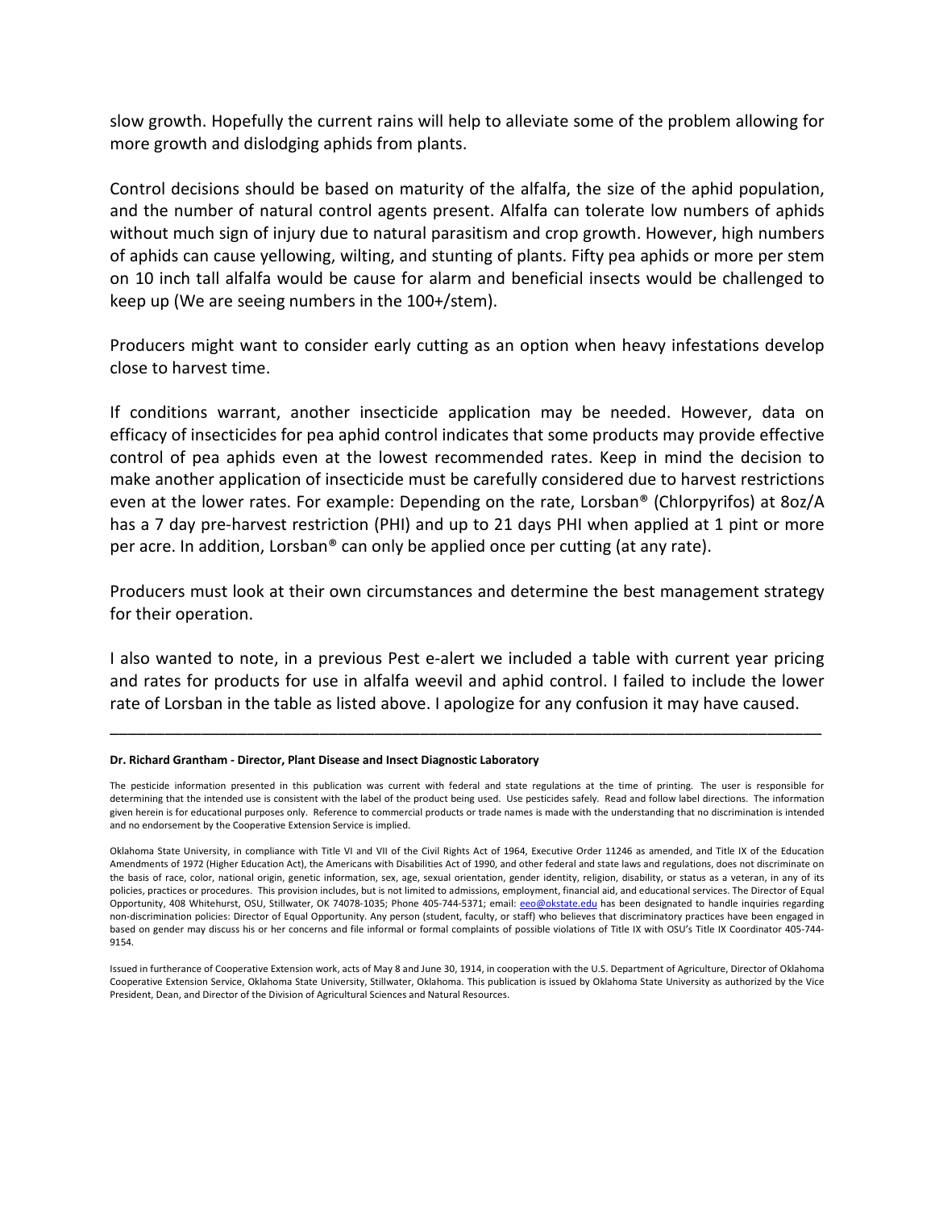slow growth. Hopefully the current rains will help to alleviate some of the problem allowing for more growth and dislodging aphids from plants.

Control decisions should be based on maturity of the alfalfa, the size of the aphid population, and the number of natural control agents present. Alfalfa can tolerate low numbers of aphids without much sign of injury due to natural parasitism and crop growth. However, high numbers of aphids can cause yellowing, wilting, and stunting of plants. Fifty pea aphids or more per stem on 10 inch tall alfalfa would be cause for alarm and beneficial insects would be challenged to keep up (We are seeing numbers in the 100+/stem).

Producers might want to consider early cutting as an option when heavy infestations develop close to harvest time.

If conditions warrant, another insecticide application may be needed. However, data on efficacy of insecticides for pea aphid control indicates that some products may provide effective control of pea aphids even at the lowest recommended rates. Keep in mind the decision to make another application of insecticide must be carefully considered due to harvest restrictions even at the lower rates. For example: Depending on the rate, Lorsban® (Chlorpyrifos) at 8oz/A has a 7 day pre-harvest restriction (PHI) and up to 21 days PHI when applied at 1 pint or more per acre. In addition, Lorsban® can only be applied once per cutting (at any rate).

Producers must look at their own circumstances and determine the best management strategy for their operation.

I also wanted to note, in a previous Pest e-alert we included a table with current year pricing and rates for products for use in alfalfa weevil and aphid control. I failed to include the lower rate of Lorsban in the table as listed above. I apologize for any confusion it may have caused.

---

**Dr. Richard Grantham - Director, Plant Disease and Insect Diagnostic Laboratory**

The pesticide information presented in this publication was current with federal and state regulations at the time of printing. The user is responsible for determining that the intended use is consistent with the label of the product being used. Use pesticides safely. Read and follow label directions. The information given herein is for educational purposes only. Reference to commercial products or trade names is made with the understanding that no discrimination is intended and no endorsement by the Cooperative Extension Service is implied.

Oklahoma State University, in compliance with Title VI and VII of the Civil Rights Act of 1964, Executive Order 11246 as amended, and Title IX of the Education Amendments of 1972 (Higher Education Act), the Americans with Disabilities Act of 1990, and other federal and state laws and regulations, does not discriminate on the basis of race, color, national origin, genetic information, sex, age, sexual orientation, gender identity, religion, disability, or status as a veteran, in any of its policies, practices or procedures. This provision includes, but is not limited to admissions, employment, financial aid, and educational services. The Director of Equal Opportunity, 408 Whitehurst, OSU, Stillwater, OK 74078-1035; Phone 405-744-5371; email: eeo@okstate.edu has been designated to handle inquiries regarding non-discrimination policies: Director of Equal Opportunity. Any person (student, faculty, or staff) who believes that discriminatory practices have been engaged in based on gender may discuss his or her concerns and file informal or formal complaints of possible violations of Title IX with OSU's Title IX Coordinator 405-744-9154.

Issued in furtherance of Cooperative Extension work, acts of May 8 and June 30, 1914, in cooperation with the U.S. Department of Agriculture, Director of Oklahoma Cooperative Extension Service, Oklahoma State University, Stillwater, Oklahoma. This publication is issued by Oklahoma State University as authorized by the Vice President, Dean, and Director of the Division of Agricultural Sciences and Natural Resources.